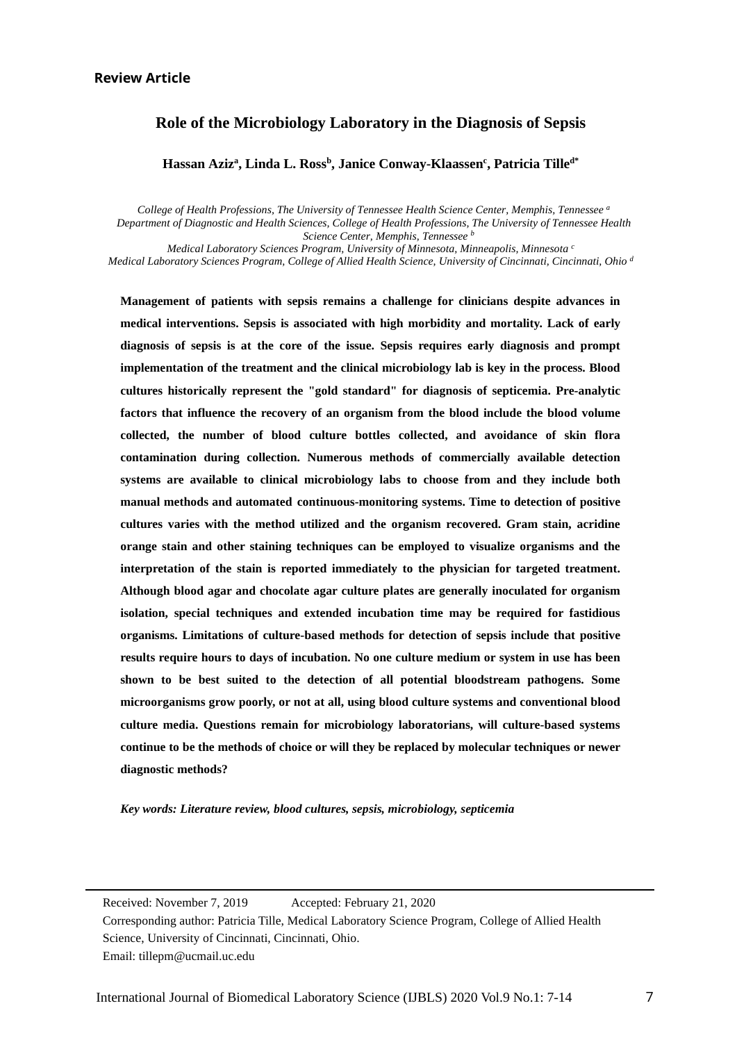**Review Article**

# Role of the Microbiology Laboratory in the Diagnosis of Sepsis

**Hassan Aziz[a], Linda L. Ross[b], Janice Conway-Klaassen[c], Patricia Tille[d*]**

*College of Health Professions, The University of Tennessee Health Science Center, Memphis, Tennessee [a]*
*Department of Diagnostic and Health Sciences, College of Health Professions, The University of Tennessee Health Science Center, Memphis, Tennessee [b]*
*Medical Laboratory Sciences Program, University of Minnesota, Minneapolis, Minnesota [c]*
*Medical Laboratory Sciences Program, College of Allied Health Science, University of Cincinnati, Cincinnati, Ohio [d]*

**Management of patients with sepsis remains a challenge for clinicians despite advances in medical interventions. Sepsis is associated with high morbidity and mortality. Lack of early diagnosis of sepsis is at the core of the issue. Sepsis requires early diagnosis and prompt implementation of the treatment and the clinical microbiology lab is key in the process. Blood cultures historically represent the "gold standard" for diagnosis of septicemia. Pre-analytic factors that influence the recovery of an organism from the blood include the blood volume collected, the number of blood culture bottles collected, and avoidance of skin flora contamination during collection. Numerous methods of commercially available detection systems are available to clinical microbiology labs to choose from and they include both manual methods and automated continuous-monitoring systems. Time to detection of positive cultures varies with the method utilized and the organism recovered. Gram stain, acridine orange stain and other staining techniques can be employed to visualize organisms and the interpretation of the stain is reported immediately to the physician for targeted treatment. Although blood agar and chocolate agar culture plates are generally inoculated for organism isolation, special techniques and extended incubation time may be required for fastidious organisms. Limitations of culture-based methods for detection of sepsis include that positive results require hours to days of incubation. No one culture medium or system in use has been shown to be best suited to the detection of all potential bloodstream pathogens. Some microorganisms grow poorly, or not at all, using blood culture systems and conventional blood culture media. Questions remain for microbiology laboratorians, will culture-based systems continue to be the methods of choice or will they be replaced by molecular techniques or newer diagnostic methods?**

***Key words: Literature review, blood cultures, sepsis, microbiology, septicemia***

---

Received: November 7, 2019 Accepted: February 21, 2020

Corresponding author: Patricia Tille, Medical Laboratory Science Program, College of Allied Health Science, University of Cincinnati, Cincinnati, Ohio.

Email: tillepm@ucmail.uc.edu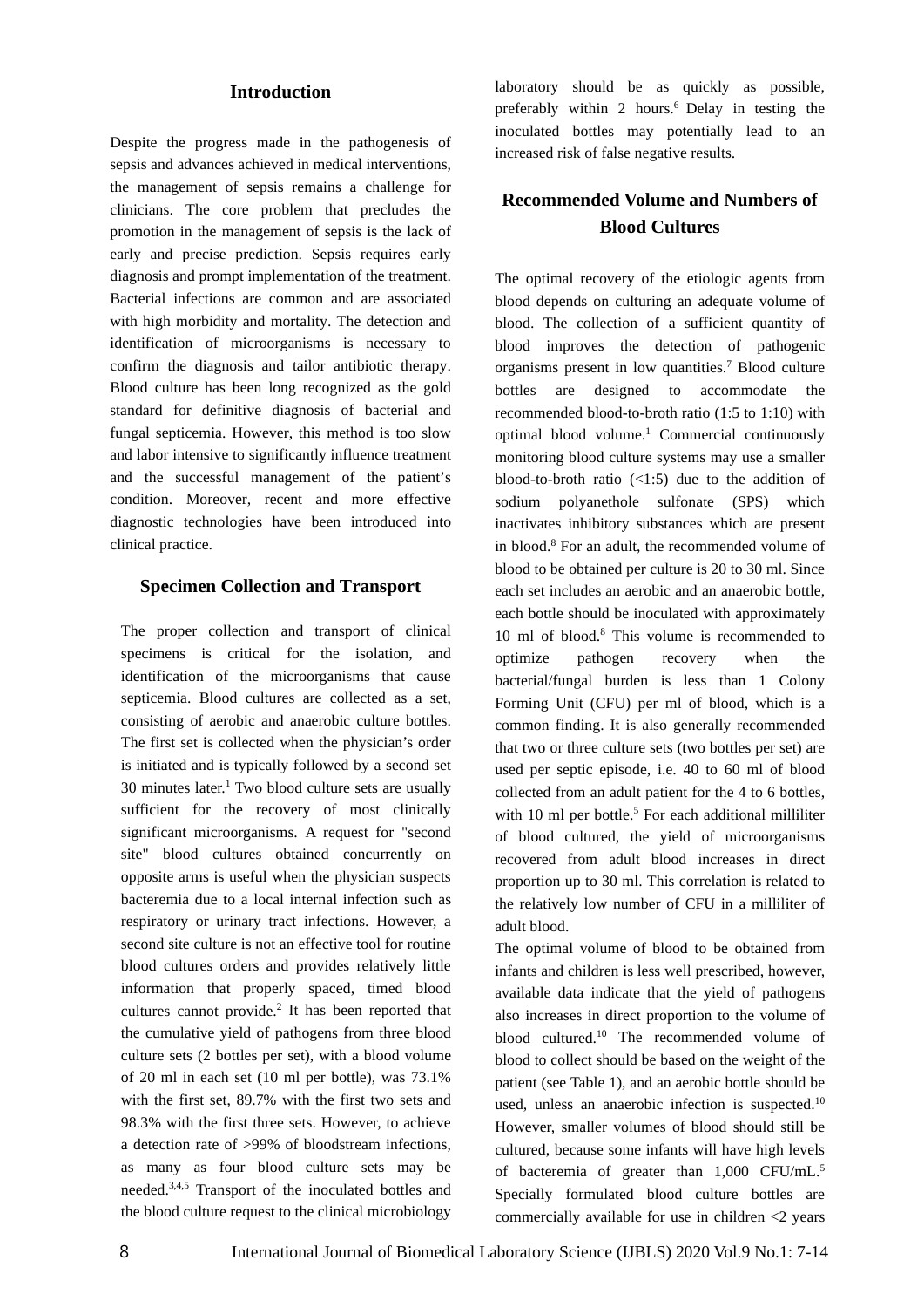## Introduction

Despite the progress made in the pathogenesis of sepsis and advances achieved in medical interventions, the management of sepsis remains a challenge for clinicians. The core problem that precludes the promotion in the management of sepsis is the lack of early and precise prediction. Sepsis requires early diagnosis and prompt implementation of the treatment. Bacterial infections are common and are associated with high morbidity and mortality. The detection and identification of microorganisms is necessary to confirm the diagnosis and tailor antibiotic therapy. Blood culture has been long recognized as the gold standard for definitive diagnosis of bacterial and fungal septicemia. However, this method is too slow and labor intensive to significantly influence treatment and the successful management of the patient's condition. Moreover, recent and more effective diagnostic technologies have been introduced into clinical practice.

## Specimen Collection and Transport

The proper collection and transport of clinical specimens is critical for the isolation, and identification of the microorganisms that cause septicemia. Blood cultures are collected as a set, consisting of aerobic and anaerobic culture bottles. The first set is collected when the physician's order is initiated and is typically followed by a second set 30 minutes later.[1] Two blood culture sets are usually sufficient for the recovery of most clinically significant microorganisms. A request for "second site" blood cultures obtained concurrently on opposite arms is useful when the physician suspects bacteremia due to a local internal infection such as respiratory or urinary tract infections. However, a second site culture is not an effective tool for routine blood cultures orders and provides relatively little information that properly spaced, timed blood cultures cannot provide.[2] It has been reported that the cumulative yield of pathogens from three blood culture sets (2 bottles per set), with a blood volume of 20 ml in each set (10 ml per bottle), was 73.1% with the first set, 89.7% with the first two sets and 98.3% with the first three sets. However, to achieve a detection rate of >99% of bloodstream infections, as many as four blood culture sets may be needed.[3,4,5] Transport of the inoculated bottles and the blood culture request to the clinical microbiology laboratory should be as quickly as possible, preferably within 2 hours.[6] Delay in testing the inoculated bottles may potentially lead to an increased risk of false negative results.

## Recommended Volume and Numbers of Blood Cultures

The optimal recovery of the etiologic agents from blood depends on culturing an adequate volume of blood. The collection of a sufficient quantity of blood improves the detection of pathogenic organisms present in low quantities.[7] Blood culture bottles are designed to accommodate the recommended blood-to-broth ratio (1:5 to 1:10) with optimal blood volume.[1] Commercial continuously monitoring blood culture systems may use a smaller blood-to-broth ratio (<1:5) due to the addition of sodium polyanethole sulfonate (SPS) which inactivates inhibitory substances which are present in blood.[8] For an adult, the recommended volume of blood to be obtained per culture is 20 to 30 ml. Since each set includes an aerobic and an anaerobic bottle, each bottle should be inoculated with approximately 10 ml of blood.[8] This volume is recommended to optimize pathogen recovery when the bacterial/fungal burden is less than 1 Colony Forming Unit (CFU) per ml of blood, which is a common finding. It is also generally recommended that two or three culture sets (two bottles per set) are used per septic episode, i.e. 40 to 60 ml of blood collected from an adult patient for the 4 to 6 bottles, with 10 ml per bottle.[5] For each additional milliliter of blood cultured, the yield of microorganisms recovered from adult blood increases in direct proportion up to 30 ml. This correlation is related to the relatively low number of CFU in a milliliter of adult blood.

The optimal volume of blood to be obtained from infants and children is less well prescribed, however, available data indicate that the yield of pathogens also increases in direct proportion to the volume of blood cultured.[10] The recommended volume of blood to collect should be based on the weight of the patient (see Table 1), and an aerobic bottle should be used, unless an anaerobic infection is suspected.[10] However, smaller volumes of blood should still be cultured, because some infants will have high levels of bacteremia of greater than 1,000 CFU/mL.[5] Specially formulated blood culture bottles are commercially available for use in children <2 years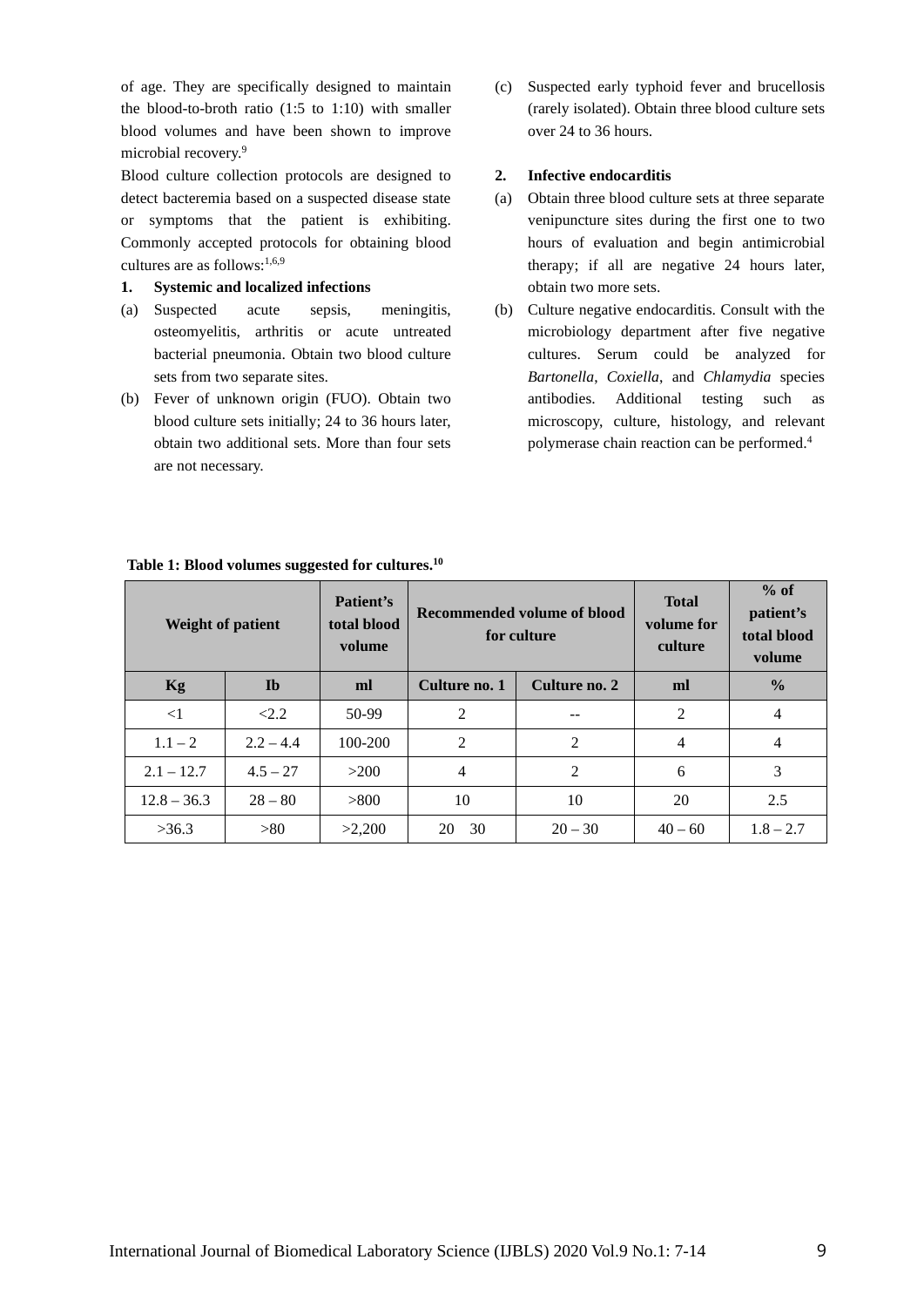of age. They are specifically designed to maintain the blood-to-broth ratio (1:5 to 1:10) with smaller blood volumes and have been shown to improve microbial recovery.[9]

Blood culture collection protocols are designed to detect bacteremia based on a suspected disease state or symptoms that the patient is exhibiting. Commonly accepted protocols for obtaining blood cultures are as follows:[1,6,9]

**1. Systemic and localized infections**

(a) Suspected acute sepsis, meningitis, osteomyelitis, arthritis or acute untreated bacterial pneumonia. Obtain two blood culture sets from two separate sites.

(b) Fever of unknown origin (FUO). Obtain two blood culture sets initially; 24 to 36 hours later, obtain two additional sets. More than four sets are not necessary.

(c) Suspected early typhoid fever and brucellosis (rarely isolated). Obtain three blood culture sets over 24 to 36 hours.

**2. Infective endocarditis**

(a) Obtain three blood culture sets at three separate venipuncture sites during the first one to two hours of evaluation and begin antimicrobial therapy; if all are negative 24 hours later, obtain two more sets.

(b) Culture negative endocarditis. Consult with the microbiology department after five negative cultures. Serum could be analyzed for *Bartonella*, *Coxiella*, and *Chlamydia* species antibodies. Additional testing such as microscopy, culture, histology, and relevant polymerase chain reaction can be performed.[4]

**Table 1: Blood volumes suggested for cultures.[10]**

| Weight of patient | | Patient's total blood volume | Recommended volume of blood for culture | | Total volume for culture | % of patient's total blood volume |
|---|---|---|---|---|---|---|
| **Kg** | **Ib** | **ml** | **Culture no. 1** | **Culture no. 2** | **ml** | **%** |
| <1 | <2.2 | 50-99 | 2 | -- | 2 | 4 |
| 1.1 – 2 | 2.2 – 4.4 | 100-200 | 2 | 2 | 4 | 4 |
| 2.1 – 12.7 | 4.5 – 27 | >200 | 4 | 2 | 6 | 3 |
| 12.8 – 36.3 | 28 – 80 | >800 | 10 | 10 | 20 | 2.5 |
| >36.3 | >80 | >2,200 | 20 30 | 20 – 30 | 40 – 60 | 1.8 – 2.7 |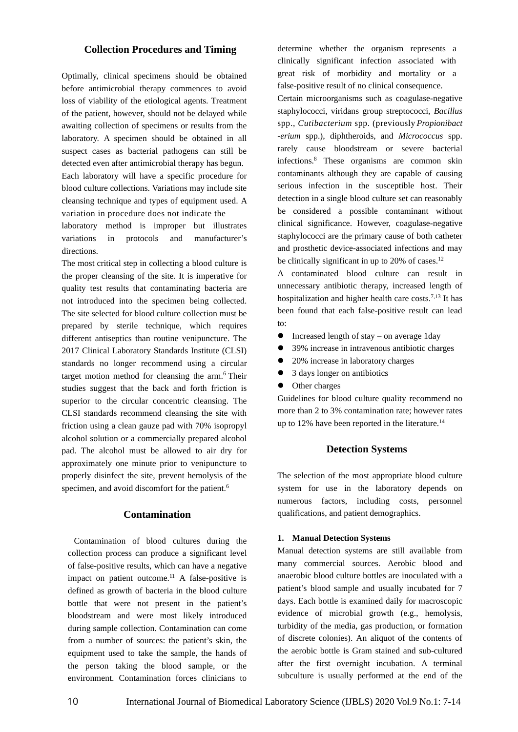## Collection Procedures and Timing

Optimally, clinical specimens should be obtained before antimicrobial therapy commences to avoid loss of viability of the etiological agents. Treatment of the patient, however, should not be delayed while awaiting collection of specimens or results from the laboratory. A specimen should be obtained in all suspect cases as bacterial pathogens can still be detected even after antimicrobial therapy has begun.

Each laboratory will have a specific procedure for blood culture collections. Variations may include site cleansing technique and types of equipment used. A variation in procedure does not indicate the laboratory method is improper but illustrates variations in protocols and manufacturer's directions.

The most critical step in collecting a blood culture is the proper cleansing of the site. It is imperative for quality test results that contaminating bacteria are not introduced into the specimen being collected. The site selected for blood culture collection must be prepared by sterile technique, which requires different antiseptics than routine venipuncture. The 2017 Clinical Laboratory Standards Institute (CLSI) standards no longer recommend using a circular target motion method for cleansing the arm.[6] Their studies suggest that the back and forth friction is superior to the circular concentric cleansing. The CLSI standards recommend cleansing the site with friction using a clean gauze pad with 70% isopropyl alcohol solution or a commercially prepared alcohol pad. The alcohol must be allowed to air dry for approximately one minute prior to venipuncture to properly disinfect the site, prevent hemolysis of the specimen, and avoid discomfort for the patient.[6]

## Contamination

Contamination of blood cultures during the collection process can produce a significant level of false-positive results, which can have a negative impact on patient outcome.[11] A false-positive is defined as growth of bacteria in the blood culture bottle that were not present in the patient's bloodstream and were most likely introduced during sample collection. Contamination can come from a number of sources: the patient's skin, the equipment used to take the sample, the hands of the person taking the blood sample, or the environment. Contamination forces clinicians to determine whether the organism represents a clinically significant infection associated with great risk of morbidity and mortality or a false-positive result of no clinical consequence.

Certain microorganisms such as coagulase-negative staphylococci, viridans group streptococci, *Bacillus* spp., *Cutibacterium* spp. (previously *Propionibacterium* spp.), diphtheroids, and *Micrococcus* spp. rarely cause bloodstream or severe bacterial infections.[8] These organisms are common skin contaminants although they are capable of causing serious infection in the susceptible host. Their detection in a single blood culture set can reasonably be considered a possible contaminant without clinical significance. However, coagulase-negative staphylococci are the primary cause of both catheter and prosthetic device-associated infections and may be clinically significant in up to 20% of cases.[12]

A contaminated blood culture can result in unnecessary antibiotic therapy, increased length of hospitalization and higher health care costs.[7,13] It has been found that each false-positive result can lead to:

- Increased length of stay – on average 1day
- 39% increase in intravenous antibiotic charges
- 20% increase in laboratory charges
- 3 days longer on antibiotics
- Other charges

Guidelines for blood culture quality recommend no more than 2 to 3% contamination rate; however rates up to 12% have been reported in the literature.[14]

## Detection Systems

The selection of the most appropriate blood culture system for use in the laboratory depends on numerous factors, including costs, personnel qualifications, and patient demographics.

### 1. Manual Detection Systems

Manual detection systems are still available from many commercial sources. Aerobic blood and anaerobic blood culture bottles are inoculated with a patient's blood sample and usually incubated for 7 days. Each bottle is examined daily for macroscopic evidence of microbial growth (e.g., hemolysis, turbidity of the media, gas production, or formation of discrete colonies). An aliquot of the contents of the aerobic bottle is Gram stained and sub-cultured after the first overnight incubation. A terminal subculture is usually performed at the end of the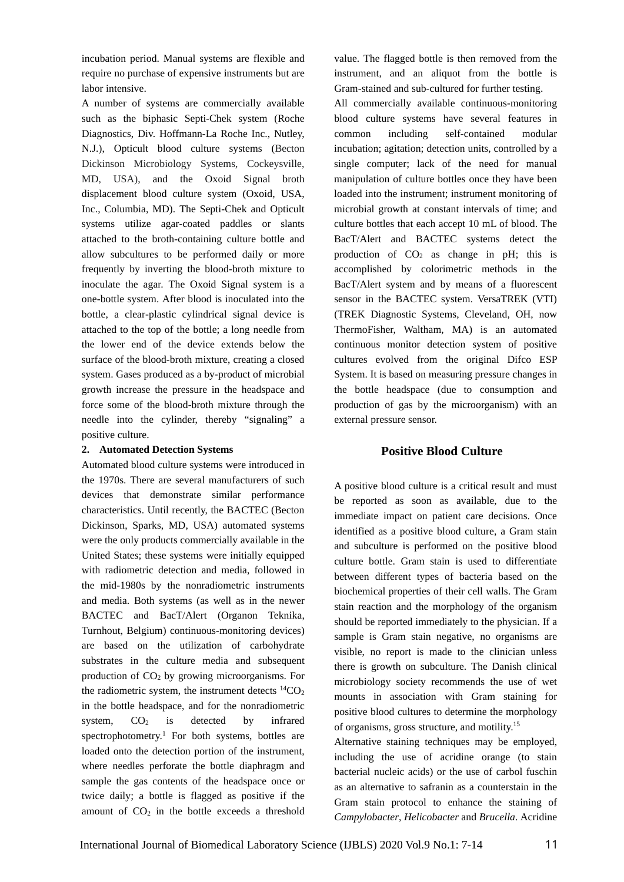incubation period. Manual systems are flexible and require no purchase of expensive instruments but are labor intensive.

A number of systems are commercially available such as the biphasic Septi-Chek system (Roche Diagnostics, Div. Hoffmann-La Roche Inc., Nutley, N.J.), Opticult blood culture systems (Becton Dickinson Microbiology Systems, Cockeysville, MD, USA), and the Oxoid Signal broth displacement blood culture system (Oxoid, USA, Inc., Columbia, MD). The Septi-Chek and Opticult systems utilize agar-coated paddles or slants attached to the broth-containing culture bottle and allow subcultures to be performed daily or more frequently by inverting the blood-broth mixture to inoculate the agar. The Oxoid Signal system is a one-bottle system. After blood is inoculated into the bottle, a clear-plastic cylindrical signal device is attached to the top of the bottle; a long needle from the lower end of the device extends below the surface of the blood-broth mixture, creating a closed system. Gases produced as a by-product of microbial growth increase the pressure in the headspace and force some of the blood-broth mixture through the needle into the cylinder, thereby "signaling" a positive culture.

**2. Automated Detection Systems**

Automated blood culture systems were introduced in the 1970s. There are several manufacturers of such devices that demonstrate similar performance characteristics. Until recently, the BACTEC (Becton Dickinson, Sparks, MD, USA) automated systems were the only products commercially available in the United States; these systems were initially equipped with radiometric detection and media, followed in the mid-1980s by the nonradiometric instruments and media. Both systems (as well as in the newer BACTEC and BacT/Alert (Organon Teknika, Turnhout, Belgium) continuous-monitoring devices) are based on the utilization of carbohydrate substrates in the culture media and subsequent production of $CO_2$ by growing microorganisms. For the radiometric system, the instrument detects $^{14}CO_2$ in the bottle headspace, and for the nonradiometric system, $CO_2$ is detected by infrared spectrophotometry.[1] For both systems, bottles are loaded onto the detection portion of the instrument, where needles perforate the bottle diaphragm and sample the gas contents of the headspace once or twice daily; a bottle is flagged as positive if the amount of $CO_2$ in the bottle exceeds a threshold value. The flagged bottle is then removed from the instrument, and an aliquot from the bottle is Gram-stained and sub-cultured for further testing.

All commercially available continuous-monitoring blood culture systems have several features in common including self-contained modular incubation; agitation; detection units, controlled by a single computer; lack of the need for manual manipulation of culture bottles once they have been loaded into the instrument; instrument monitoring of microbial growth at constant intervals of time; and culture bottles that each accept 10 mL of blood. The BacT/Alert and BACTEC systems detect the production of $CO_2$ as change in pH; this is accomplished by colorimetric methods in the BacT/Alert system and by means of a fluorescent sensor in the BACTEC system. VersaTREK (VTI) (TREK Diagnostic Systems, Cleveland, OH, now ThermoFisher, Waltham, MA) is an automated continuous monitor detection system of positive cultures evolved from the original Difco ESP System. It is based on measuring pressure changes in the bottle headspace (due to consumption and production of gas by the microorganism) with an external pressure sensor.

## Positive Blood Culture

A positive blood culture is a critical result and must be reported as soon as available, due to the immediate impact on patient care decisions. Once identified as a positive blood culture, a Gram stain and subculture is performed on the positive blood culture bottle. Gram stain is used to differentiate between different types of bacteria based on the biochemical properties of their cell walls. The Gram stain reaction and the morphology of the organism should be reported immediately to the physician. If a sample is Gram stain negative, no organisms are visible, no report is made to the clinician unless there is growth on subculture. The Danish clinical microbiology society recommends the use of wet mounts in association with Gram staining for positive blood cultures to determine the morphology of organisms, gross structure, and motility.[15]

Alternative staining techniques may be employed, including the use of acridine orange (to stain bacterial nucleic acids) or the use of carbol fuschin as an alternative to safranin as a counterstain in the Gram stain protocol to enhance the staining of *Campylobacter*, *Helicobacter* and *Brucella*. Acridine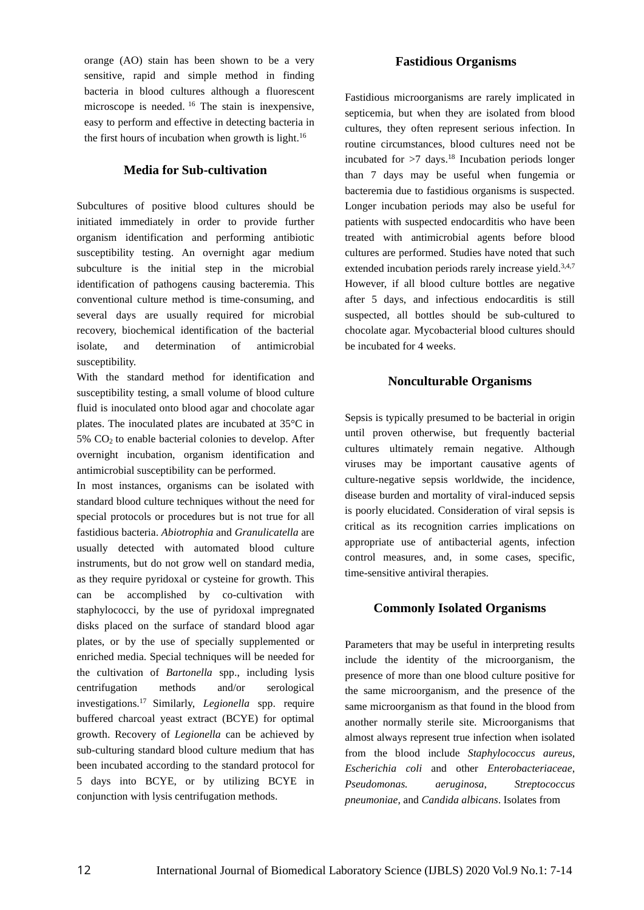orange (AO) stain has been shown to be a very sensitive, rapid and simple method in finding bacteria in blood cultures although a fluorescent microscope is needed. [16] The stain is inexpensive, easy to perform and effective in detecting bacteria in the first hours of incubation when growth is light.[16]

## Media for Sub-cultivation

Subcultures of positive blood cultures should be initiated immediately in order to provide further organism identification and performing antibiotic susceptibility testing. An overnight agar medium subculture is the initial step in the microbial identification of pathogens causing bacteremia. This conventional culture method is time-consuming, and several days are usually required for microbial recovery, biochemical identification of the bacterial isolate, and determination of antimicrobial susceptibility.

With the standard method for identification and susceptibility testing, a small volume of blood culture fluid is inoculated onto blood agar and chocolate agar plates. The inoculated plates are incubated at 35°C in 5% $CO_2$ to enable bacterial colonies to develop. After overnight incubation, organism identification and antimicrobial susceptibility can be performed.

In most instances, organisms can be isolated with standard blood culture techniques without the need for special protocols or procedures but is not true for all fastidious bacteria. *Abiotrophia* and *Granulicatella* are usually detected with automated blood culture instruments, but do not grow well on standard media, as they require pyridoxal or cysteine for growth. This can be accomplished by co-cultivation with staphylococci, by the use of pyridoxal impregnated disks placed on the surface of standard blood agar plates, or by the use of specially supplemented or enriched media. Special techniques will be needed for the cultivation of *Bartonella* spp., including lysis centrifugation methods and/or serological investigations.[17] Similarly, *Legionella* spp. require buffered charcoal yeast extract (BCYE) for optimal growth. Recovery of *Legionella* can be achieved by sub-culturing standard blood culture medium that has been incubated according to the standard protocol for 5 days into BCYE, or by utilizing BCYE in conjunction with lysis centrifugation methods.

## Fastidious Organisms

Fastidious microorganisms are rarely implicated in septicemia, but when they are isolated from blood cultures, they often represent serious infection. In routine circumstances, blood cultures need not be incubated for >7 days.[18] Incubation periods longer than 7 days may be useful when fungemia or bacteremia due to fastidious organisms is suspected. Longer incubation periods may also be useful for patients with suspected endocarditis who have been treated with antimicrobial agents before blood cultures are performed. Studies have noted that such extended incubation periods rarely increase yield.[3,4,7] However, if all blood culture bottles are negative after 5 days, and infectious endocarditis is still suspected, all bottles should be sub-cultured to chocolate agar. Mycobacterial blood cultures should be incubated for 4 weeks.

## Nonculturable Organisms

Sepsis is typically presumed to be bacterial in origin until proven otherwise, but frequently bacterial cultures ultimately remain negative. Although viruses may be important causative agents of culture-negative sepsis worldwide, the incidence, disease burden and mortality of viral-induced sepsis is poorly elucidated. Consideration of viral sepsis is critical as its recognition carries implications on appropriate use of antibacterial agents, infection control measures, and, in some cases, specific, time-sensitive antiviral therapies.

## Commonly Isolated Organisms

Parameters that may be useful in interpreting results include the identity of the microorganism, the presence of more than one blood culture positive for the same microorganism, and the presence of the same microorganism as that found in the blood from another normally sterile site. Microorganisms that almost always represent true infection when isolated from the blood include *Staphylococcus aureus*, *Escherichia coli* and other *Enterobacteriaceae*, *Pseudomonas. aeruginosa*, *Streptococcus pneumoniae*, and *Candida albicans*. Isolates from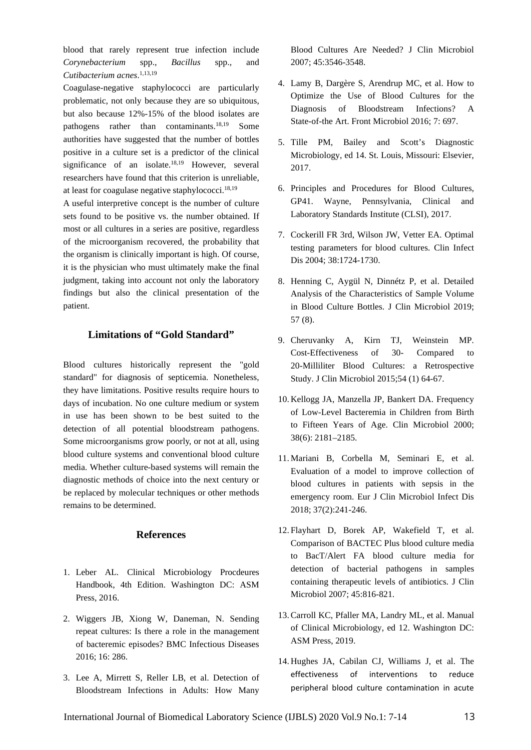blood that rarely represent true infection include *Corynebacterium* spp., *Bacillus* spp., and *Cutibacterium acnes*.[1,13,19]

Coagulase-negative staphylococci are particularly problematic, not only because they are so ubiquitous, but also because 12%-15% of the blood isolates are pathogens rather than contaminants.[18,19] Some authorities have suggested that the number of bottles positive in a culture set is a predictor of the clinical significance of an isolate.[18,19] However, several researchers have found that this criterion is unreliable, at least for coagulase negative staphylococci.[18,19]

A useful interpretive concept is the number of culture sets found to be positive vs. the number obtained. If most or all cultures in a series are positive, regardless of the microorganism recovered, the probability that the organism is clinically important is high. Of course, it is the physician who must ultimately make the final judgment, taking into account not only the laboratory findings but also the clinical presentation of the patient.

## Limitations of "Gold Standard"

Blood cultures historically represent the "gold standard" for diagnosis of septicemia. Nonetheless, they have limitations. Positive results require hours to days of incubation. No one culture medium or system in use has been shown to be best suited to the detection of all potential bloodstream pathogens. Some microorganisms grow poorly, or not at all, using blood culture systems and conventional blood culture media. Whether culture-based systems will remain the diagnostic methods of choice into the next century or be replaced by molecular techniques or other methods remains to be determined.

## References

1. Leber AL. Clinical Microbiology Procdeures Handbook, 4th Edition. Washington DC: ASM Press, 2016.
2. Wiggers JB, Xiong W, Daneman, N. Sending repeat cultures: Is there a role in the management of bacteremic episodes? BMC Infectious Diseases 2016; 16: 286.
3. Lee A, Mirrett S, Reller LB, et al. Detection of Bloodstream Infections in Adults: How Many Blood Cultures Are Needed? J Clin Microbiol 2007; 45:3546-3548.
4. Lamy B, Dargère S, Arendrup MC, et al. How to Optimize the Use of Blood Cultures for the Diagnosis of Bloodstream Infections? A State-of-the Art. Front Microbiol 2016; 7: 697.
5. Tille PM, Bailey and Scott's Diagnostic Microbiology, ed 14. St. Louis, Missouri: Elsevier, 2017.
6. Principles and Procedures for Blood Cultures, GP41. Wayne, Pennsylvania, Clinical and Laboratory Standards Institute (CLSI), 2017.
7. Cockerill FR 3rd, Wilson JW, Vetter EA. Optimal testing parameters for blood cultures. Clin Infect Dis 2004; 38:1724-1730.
8. Henning C, Aygül N, Dinnétz P, et al. Detailed Analysis of the Characteristics of Sample Volume in Blood Culture Bottles. J Clin Microbiol 2019; 57 (8).
9. Cheruvanky A, Kirn TJ, Weinstein MP. Cost-Effectiveness of 30- Compared to 20-Milliliter Blood Cultures: a Retrospective Study. J Clin Microbiol 2015;54 (1) 64-67.
10. Kellogg JA, Manzella JP, Bankert DA. Frequency of Low-Level Bacteremia in Children from Birth to Fifteen Years of Age. Clin Microbiol 2000; 38(6): 2181–2185.
11. Mariani B, Corbella M, Seminari E, et al. Evaluation of a model to improve collection of blood cultures in patients with sepsis in the emergency room. Eur J Clin Microbiol Infect Dis 2018; 37(2):241-246.
12. Flayhart D, Borek AP, Wakefield T, et al. Comparison of BACTEC Plus blood culture media to BacT/Alert FA blood culture media for detection of bacterial pathogens in samples containing therapeutic levels of antibiotics. J Clin Microbiol 2007; 45:816-821.
13. Carroll KC, Pfaller MA, Landry ML, et al. Manual of Clinical Microbiology, ed 12. Washington DC: ASM Press, 2019.
14. Hughes JA, Cabilan CJ, Williams J, et al. The effectiveness of interventions to reduce peripheral blood culture contamination in acute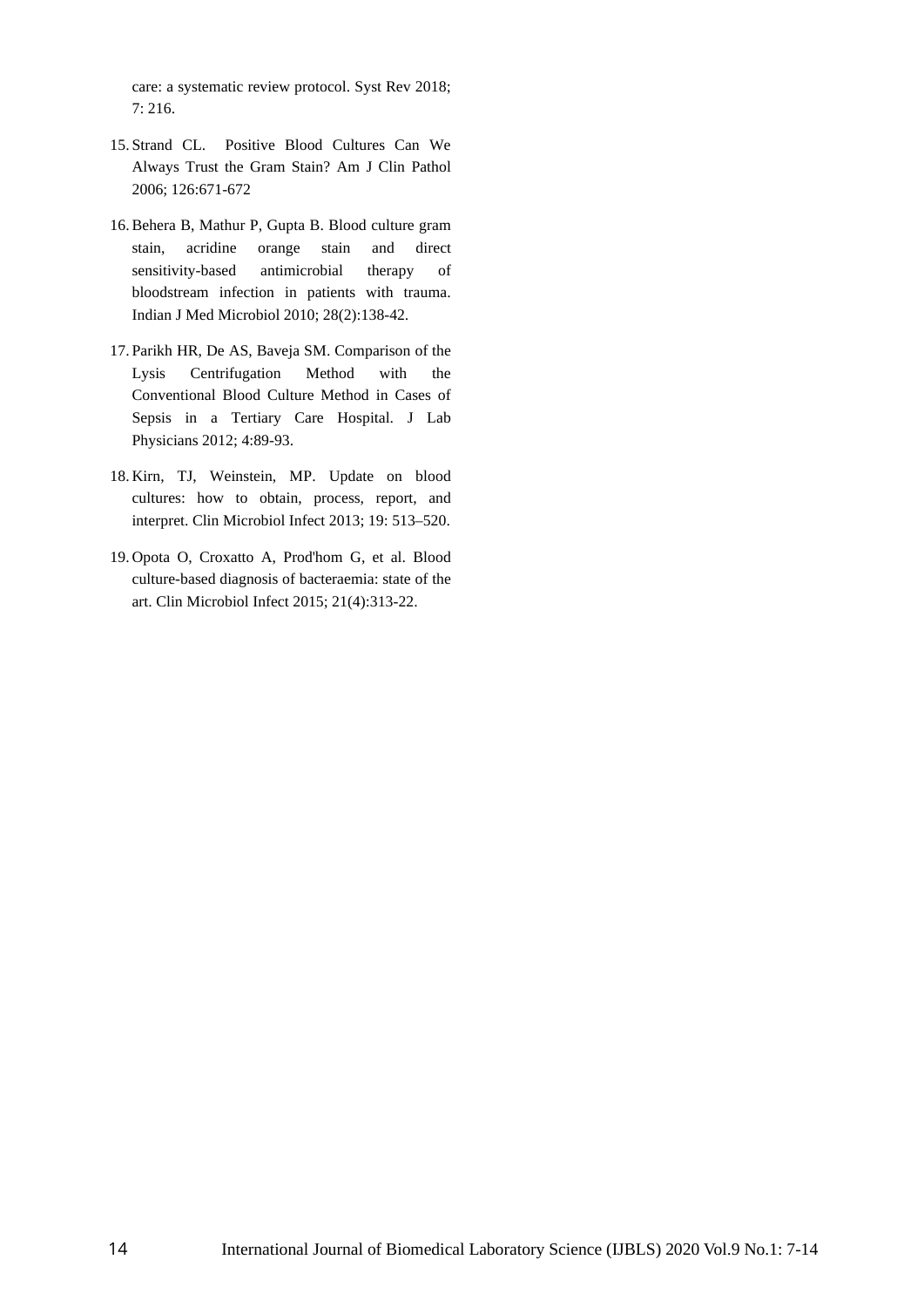care: a systematic review protocol. Syst Rev 2018; 7: 216.

15. Strand CL. Positive Blood Cultures Can We Always Trust the Gram Stain? Am J Clin Pathol 2006; 126:671-672

16. Behera B, Mathur P, Gupta B. Blood culture gram stain, acridine orange stain and direct sensitivity-based antimicrobial therapy of bloodstream infection in patients with trauma. Indian J Med Microbiol 2010; 28(2):138-42.

17. Parikh HR, De AS, Baveja SM. Comparison of the Lysis Centrifugation Method with the Conventional Blood Culture Method in Cases of Sepsis in a Tertiary Care Hospital. J Lab Physicians 2012; 4:89-93.

18. Kirn, TJ, Weinstein, MP. Update on blood cultures: how to obtain, process, report, and interpret. Clin Microbiol Infect 2013; 19: 513–520.

19. Opota O, Croxatto A, Prod'hom G, et al. Blood culture-based diagnosis of bacteraemia: state of the art. Clin Microbiol Infect 2015; 21(4):313-22.